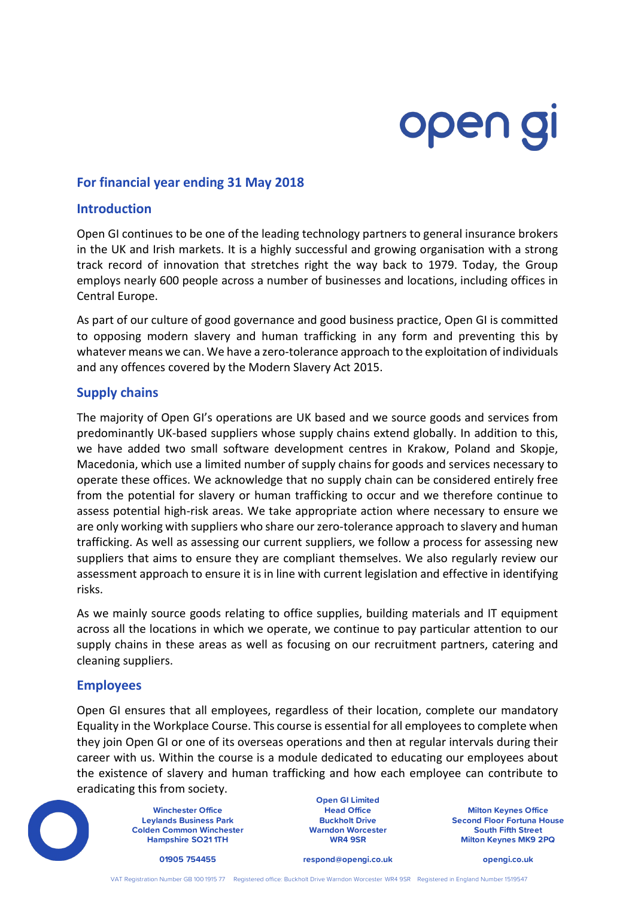## For financial year ending 31 May 2018

## Introduction

Open GI continues to be one of the leading technology partners to general insurance brokers in the UK and Irish markets. It is a highly successful and growing organisation with a strong track record of innovation that stretches right the way back to 1979. Today, the Group employs nearly 600 people across a number of businesses and locations, including offices in Central Europe.

As part of our culture of good governance and good business practice, Open GI is committed to opposing modern slavery and human trafficking in any form and preventing this by whatever means we can. We have a zero-tolerance approach to the exploitation of individuals and any offences covered by the Modern Slavery Act 2015.

## Supply chains

The majority of Open GI's operations are UK based and we source goods and services from predominantly UK-based suppliers whose supply chains extend globally. In addition to this, we have added two small software development centres in Krakow, Poland and Skopje, Macedonia, which use a limited number of supply chains for goods and services necessary to operate these offices. We acknowledge that no supply chain can be considered entirely free from the potential for slavery or human trafficking to occur and we therefore continue to assess potential high-risk areas. We take appropriate action where necessary to ensure we are only working with suppliers who share our zero-tolerance approach to slavery and human trafficking. As well as assessing our current suppliers, we follow a process for assessing new suppliers that aims to ensure they are compliant themselves. We also regularly review our assessment approach to ensure it is in line with current legislation and effective in identifying risks.

As we mainly source goods relating to office supplies, building materials and IT equipment across all the locations in which we operate, we continue to pay particular attention to our supply chains in these areas as well as focusing on our recruitment partners, catering and cleaning suppliers.

## Employees

Open GI ensures that all employees, regardless of their location, complete our mandatory Equality in the Workplace Course. This course is essential for all employees to complete when they join Open GI or one of its overseas operations and then at regular intervals during their career with us. Within the course is a module dedicated to educating our employees about the existence of slavery and human trafficking and how each employee can contribute to eradicating this from society.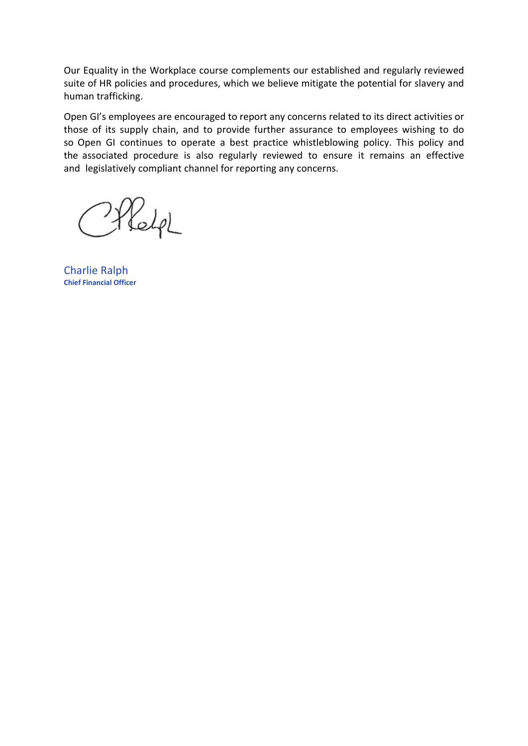Our Equality in the Workplace course complements our established and regularly reviewed suite of HR policies and procedures, which we believe mitigate the potential for slavery and human trafficking.

Open GI's employees are encouraged to report any concerns related to its direct activities or those of its supply chain, and to provide further assurance to employees wishing to do so Open GI continues to operate a best practice whistleblowing policy. This policy and the associated procedure is also regularly reviewed to ensure it remains an effective and legislatively compliant channel for reporting any concerns.

Charlie Ralph
**Chief Financial Officer**